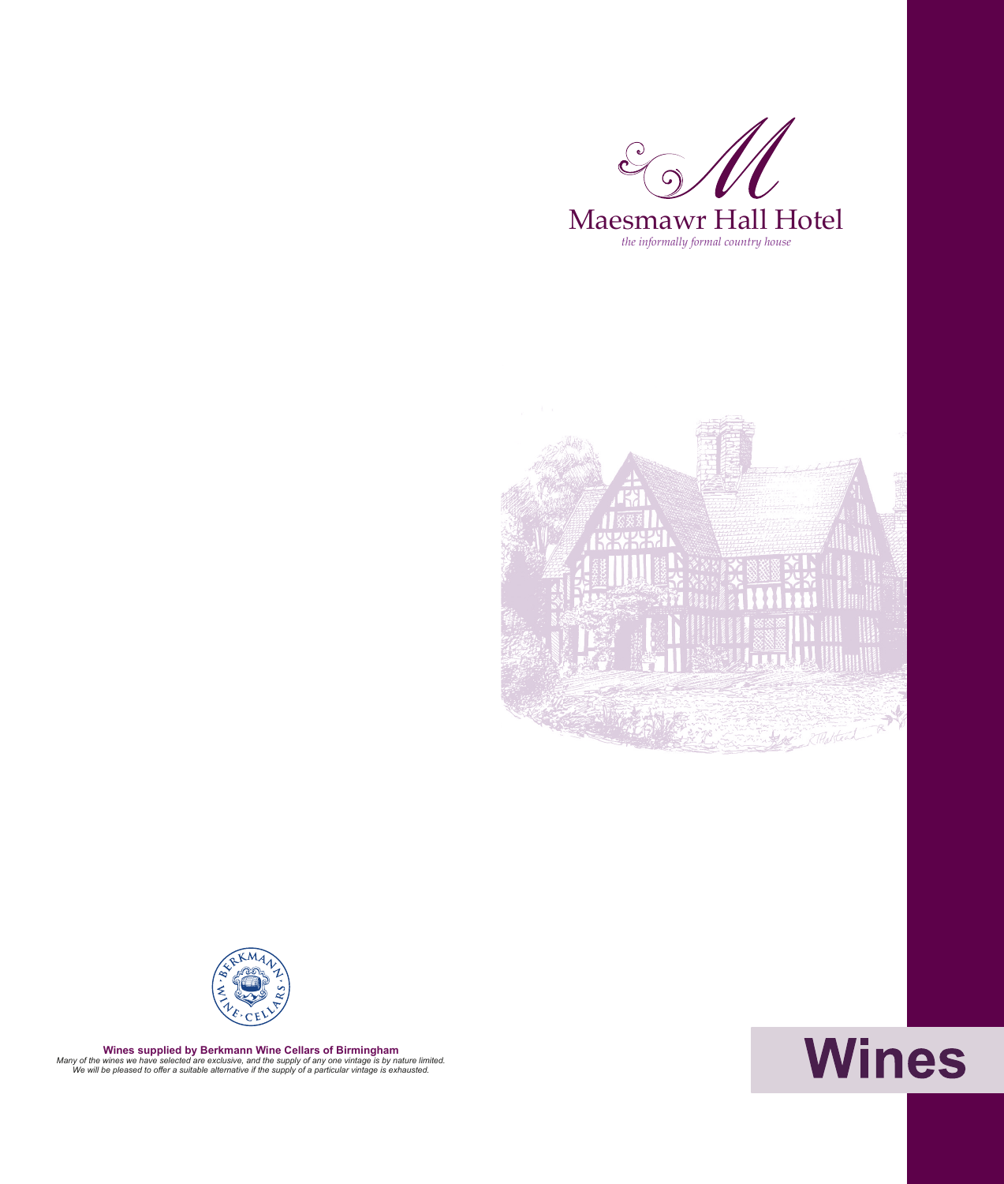# Maesmawr Hall Hotel

*the informally formal country house*

**Wines supplied by Berkmann Wine Cellars of Birmingham**

*Many of the wines we have selected are exclusive, and the supply of any one vintage is by nature limited.*
*We will be pleased to offer a suitable alternative if the supply of a particular vintage is exhausted.*

# Wines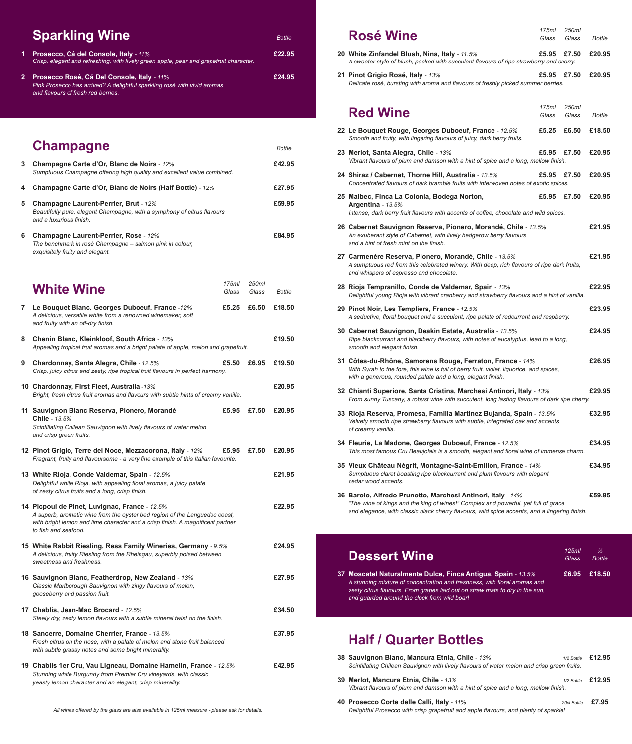## Sparkling Wine

| | | Bottle |
|---|---|---|
| 1 | **Prosecco, Cá del Console, Italy** - *11%*<br>*Crisp, elegant and refreshing, with lively green apple, pear and grapefruit character.* | **£22.95** |
| 2 | **Prosecco Rosé, Cá Del Console, Italy** - *11%*<br>*Pink Prosecco has arrived? A delightful sparkling rosé with vivid aromas and flavours of fresh red berries.* | **£24.95** |

## Champagne

| | | Bottle |
|---|---|---|
| 3 | **Champagne Carte d'Or, Blanc de Noirs** - *12%*<br>*Sumptuous Champagne offering high quality and excellent value combined.* | **£42.95** |
| 4 | **Champagne Carte d'Or, Blanc de Noirs (Half Bottle)** - *12%* | **£27.95** |
| 5 | **Champagne Laurent-Perrier, Brut** - *12%*<br>*Beautifully pure, elegant Champagne, with a symphony of citrus flavours and a luxurious finish.* | **£59.95** |
| 6 | **Champagne Laurent-Perrier, Rosé** - *12%*<br>*The benchmark in rosé Champagne – salmon pink in colour, exquisitely fruity and elegant.* | **£84.95** |

## White Wine

| | | 175ml Glass | 250ml Glass | Bottle |
|---|---|---|---|---|
| 7 | **Le Bouquet Blanc, Georges Duboeuf, France** -*12%*<br>*A delicious, versatile white from a renowned winemaker, soft and fruity with an off-dry finish.* | **£5.25** | **£6.50** | **£18.50** |
| 8 | **Chenin Blanc, Kleinkloof, South Africa** - *13%*<br>*Appealing tropical fruit aromas and a bright palate of apple, melon and grapefruit.* | | | **£19.50** |
| 9 | **Chardonnay, Santa Alegra, Chile** - *12.5%*<br>*Crisp, juicy citrus and zesty, ripe tropical fruit flavours in perfect harmony.* | **£5.50** | **£6.95** | **£19.50** |
| 10 | **Chardonnay, First Fleet, Australia** -*13%*<br>*Bright, fresh citrus fruit aromas and flavours with subtle hints of creamy vanilla.* | | | **£20.95** |
| 11 | **Sauvignon Blanc Reserva, Pionero, Morandé Chile** - *13.5%*<br>*Scintillating Chilean Sauvignon with lively flavours of water melon and crisp green fruits.* | **£5.95** | **£7.50** | **£20.95** |
| 12 | **Pinot Grigio, Terre del Noce, Mezzacorona, Italy** - *12%*<br>*Fragrant, fruity and flavoursome - a very fine example of this Italian favourite.* | **£5.95** | **£7.50** | **£20.95** |
| 13 | **White Rioja, Conde Valdemar, Spain** - *12.5%*<br>*Delightful white Rioja, with appealing floral aromas, a juicy palate of zesty citrus fruits and a long, crisp finish.* | | | **£21.95** |
| 14 | **Picpoul de Pinet, Luvignac, France** - *12.5%*<br>*A superb, aromatic wine from the oyster bed region of the Languedoc coast, with bright lemon and lime character and a crisp finish. A magnificent partner to fish and seafood.* | | | **£22.95** |
| 15 | **White Rabbit Riesling, Ress Family Wineries, Germany** - *9.5%*<br>*A delicious, fruity Riesling from the Rheingau, superbly poised between sweetness and freshness.* | | | **£24.95** |
| 16 | **Sauvignon Blanc, Featherdrop, New Zealand** - *13%*<br>*Classic Marlborough Sauvignon with zingy flavours of melon, gooseberry and passion fruit.* | | | **£27.95** |
| 17 | **Chablis, Jean-Mac Brocard** - *12.5%*<br>*Steely dry, zesty lemon flavours with a subtle mineral twist on the finish.* | | | **£34.50** |
| 18 | **Sancerre, Domaine Cherrier, France** - *13.5%*<br>*Fresh citrus on the nose, with a palate of melon and stone fruit balanced with subtle grassy notes and some bright minerality.* | | | **£37.95** |
| 19 | **Chablis 1er Cru, Vau Ligneau, Domaine Hamelin, France** - *12.5%*<br>*Stunning white Burgundy from Premier Cru vineyards, with classic yeasty lemon character and an elegant, crisp minerality.* | | | **£42.95** |

*All wines offered by the glass are also available in 125ml measure - please ask for details.*

## Rosé Wine

| | | 175ml Glass | 250ml Glass | Bottle |
|---|---|---|---|---|
| 20 | **White Zinfandel Blush, Nina, Italy** - *11.5%*<br>*A sweeter style of blush, packed with succulent flavours of ripe strawberry and cherry.* | **£5.95** | **£7.50** | **£20.95** |
| 21 | **Pinot Grigio Rosé, Italy** - *13%*<br>*Delicate rosé, bursting with aroma and flavours of freshly picked summer berries.* | **£5.95** | **£7.50** | **£20.95** |

## Red Wine

| | | 175ml Glass | 250ml Glass | Bottle |
|---|---|---|---|---|
| 22 | **Le Bouquet Rouge, Georges Duboeuf, France** - *12.5%*<br>*Smooth and fruity, with lingering flavours of juicy, dark berry fruits.* | **£5.25** | **£6.50** | **£18.50** |
| 23 | **Merlot, Santa Alegra, Chile** - *13%*<br>*Vibrant flavours of plum and damson with a hint of spice and a long, mellow finish.* | **£5.95** | **£7.50** | **£20.95** |
| 24 | **Shiraz / Cabernet, Thorne Hill, Australia** - *13.5%*<br>*Concentrated flavours of dark bramble fruits with interwoven notes of exotic spices.* | **£5.95** | **£7.50** | **£20.95** |
| 25 | **Malbec, Finca La Colonia, Bodega Norton, Argentina** - *13.5%*<br>*Intense, dark berry fruit flavours with accents of coffee, chocolate and wild spices.* | **£5.95** | **£7.50** | **£20.95** |
| 26 | **Cabernet Sauvignon Reserva, Pionero, Morandé, Chile** - *13.5%*<br>*An exuberant style of Cabernet, with lively hedgerow berry flavours and a hint of fresh mint on the finish.* | | | **£21.95** |
| 27 | **Carmenère Reserva, Pionero, Morandé, Chile** - *13.5%*<br>*A sumptuous red from this celebrated winery. With deep, rich flavours of ripe dark fruits, and whispers of espresso and chocolate.* | | | **£21.95** |
| 28 | **Rioja Tempranillo, Conde de Valdemar, Spain** - *13%*<br>*Delightful young Rioja with vibrant cranberry and strawberry flavours and a hint of vanilla.* | | | **£22.95** |
| 29 | **Pinot Noir, Les Templiers, France** - *12.5%*<br>*A seductive, floral bouquet and a succulent, ripe palate of redcurrant and raspberry.* | | | **£23.95** |
| 30 | **Cabernet Sauvignon, Deakin Estate, Australia** - *13.5%*<br>*Ripe blackcurrant and blackberry flavours, with notes of eucalyptus, lead to a long, smooth and elegant finish.* | | | **£24.95** |
| 31 | **Côtes-du-Rhône, Samorens Rouge, Ferraton, France** - *14%*<br>*With Syrah to the fore, this wine is full of berry fruit, violet, liquorice, and spices, with a generous, rounded palate and a long, elegant finish.* | | | **£26.95** |
| 32 | **Chianti Superiore, Santa Cristina, Marchesi Antinori, Italy** - *13%*<br>*From sunny Tuscany, a robust wine with succulent, long lasting flavours of dark ripe cherry.* | | | **£29.95** |
| 33 | **Rioja Reserva, Promesa, Familia Martinez Bujanda, Spain** - *13.5%*<br>*Velvety smooth ripe strawberry flavours with subtle, integrated oak and accents of creamy vanilla.* | | | **£32.95** |
| 34 | **Fleurie, La Madone, Georges Duboeuf, France** - *12.5%*<br>*This most famous Cru Beaujolais is a smooth, elegant and floral wine of immense charm.* | | | **£34.95** |
| 35 | **Vieux Château Négrit, Montagne-Saint-Emilion, France** - *14%*<br>*Sumptuous claret boasting ripe blackcurrant and plum flavours with elegant cedar wood accents.* | | | **£34.95** |
| 36 | **Barolo, Alfredo Prunotto, Marchesi Antinori, Italy** - *14%*<br>*"The wine of kings and the king of wines!" Complex and powerful, yet full of grace and elegance, with classic black cherry flavours, wild spice accents, and a lingering finish.* | | | **£59.95** |

## Dessert Wine

| | | 125ml Glass | ½ Bottle |
|---|---|---|---|
| 37 | **Moscatel Naturalmente Dulce, Finca Antigua, Spain** - *13.5%*<br>*A stunning mixture of concentration and freshness, with floral aromas and zesty citrus flavours. From grapes laid out on straw mats to dry in the sun, and guarded around the clock from wild boar!* | **£6.95** | **£18.50** |

## Half / Quarter Bottles

| | | | |
|---|---|---|---|
| 38 | **Sauvignon Blanc, Mancura Etnia, Chile** - *13%*<br>*Scintillating Chilean Sauvignon with lively flavours of water melon and crisp green fruits.* | *1/2 Bottle* | **£12.95** |
| 39 | **Merlot, Mancura Etnia, Chile** - *13%*<br>*Vibrant flavours of plum and damson with a hint of spice and a long, mellow finish.* | *1/2 Bottle* | **£12.95** |
| 40 | **Prosecco Corte delle Calli, Italy** - *11%*<br>*Delightful Prosecco with crisp grapefruit and apple flavours, and plenty of sparkle!* | *20cl Bottle* | **£7.95** |